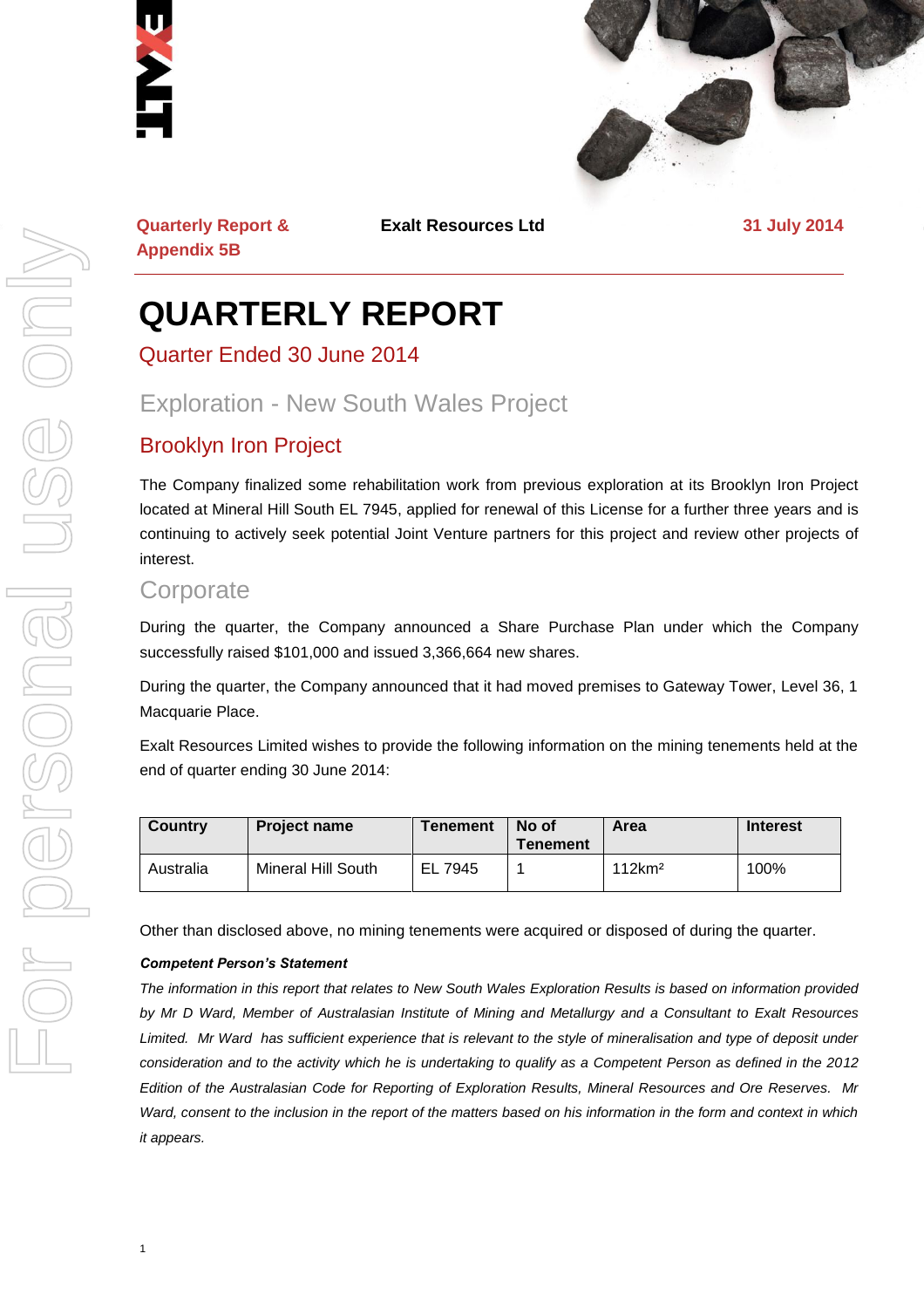**Quarterly Report & Appendix 5B** | **Exalt Resources Ltd** | **31 July 2014**

# QUARTERLY REPORT

## Quarter Ended 30 June 2014

## Exploration - New South Wales Project

### Brooklyn Iron Project

The Company finalized some rehabilitation work from previous exploration at its Brooklyn Iron Project located at Mineral Hill South EL 7945, applied for renewal of this License for a further three years and is continuing to actively seek potential Joint Venture partners for this project and review other projects of interest.

## Corporate

During the quarter, the Company announced a Share Purchase Plan under which the Company successfully raised $101,000 and issued 3,366,664 new shares.

During the quarter, the Company announced that it had moved premises to Gateway Tower, Level 36, 1 Macquarie Place.

Exalt Resources Limited wishes to provide the following information on the mining tenements held at the end of quarter ending 30 June 2014:

| Country | Project name | Tenement | No of Tenement | Area | Interest |
|---|---|---|---|---|---|
| Australia | Mineral Hill South | EL 7945 | 1 | 112km² | 100% |

Other than disclosed above, no mining tenements were acquired or disposed of during the quarter.

***Competent Person's Statement***

*The information in this report that relates to New South Wales Exploration Results is based on information provided by Mr D Ward, Member of Australasian Institute of Mining and Metallurgy and a Consultant to Exalt Resources Limited. Mr Ward has sufficient experience that is relevant to the style of mineralisation and type of deposit under consideration and to the activity which he is undertaking to qualify as a Competent Person as defined in the 2012 Edition of the Australasian Code for Reporting of Exploration Results, Mineral Resources and Ore Reserves. Mr Ward, consent to the inclusion in the report of the matters based on his information in the form and context in which it appears.*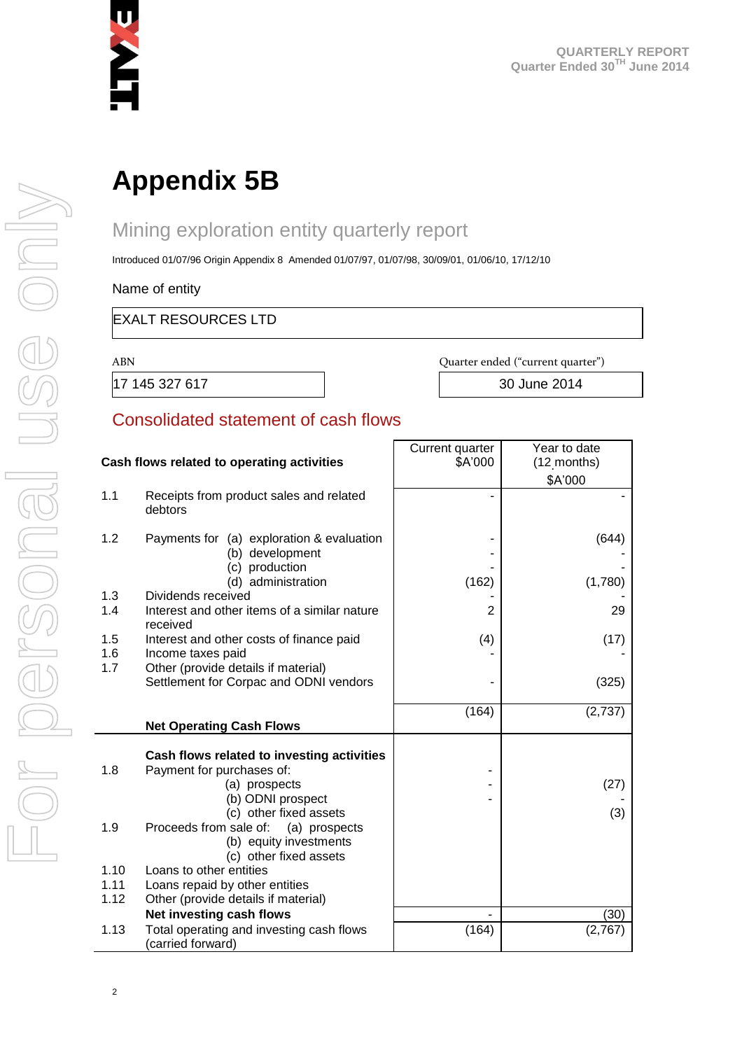# Appendix 5B

## Mining exploration entity quarterly report

Introduced 01/07/96 Origin Appendix 8 Amended 01/07/97, 01/07/98, 30/09/01, 01/06/10, 17/12/10

Name of entity

| EXALT RESOURCES LTD |
|---|

| ABN | Quarter ended ("current quarter") |
|---|---|
| 17 145 327 617 | 30 June 2014 |

## Consolidated statement of cash flows

| | Cash flows related to operating activities | Current quarter $A'000 | Year to date (12 months) $A'000 |
|---|---|---|---|
| 1.1 | Receipts from product sales and related debtors | - | - |
| 1.2 | Payments for (a) exploration & evaluation | - | (644) |
| | (b) development | - | - |
| | (c) production | - | - |
| | (d) administration | (162) | (1,780) |
| 1.3 | Dividends received | - | - |
| 1.4 | Interest and other items of a similar nature received | 2 | 29 |
| 1.5 | Interest and other costs of finance paid | (4) | (17) |
| 1.6 | Income taxes paid | - | - |
| 1.7 | Other (provide details if material) Settlement for Corpac and ODNI vendors | - | (325) |
| | **Net Operating Cash Flows** | (164) | (2,737) |
| | **Cash flows related to investing activities** | | |
| 1.8 | Payment for purchases of: | - | |
| | (a) prospects | - | (27) |
| | (b) ODNI prospect | - | - |
| | (c) other fixed assets | | (3) |
| 1.9 | Proceeds from sale of: (a) prospects | | |
| | (b) equity investments | | |
| | (c) other fixed assets | | |
| 1.10 | Loans to other entities | | |
| 1.11 | Loans repaid by other entities | | |
| 1.12 | Other (provide details if material) | | |
| | **Net investing cash flows** | - | (30) |
| 1.13 | Total operating and investing cash flows (carried forward) | (164) | (2,767) |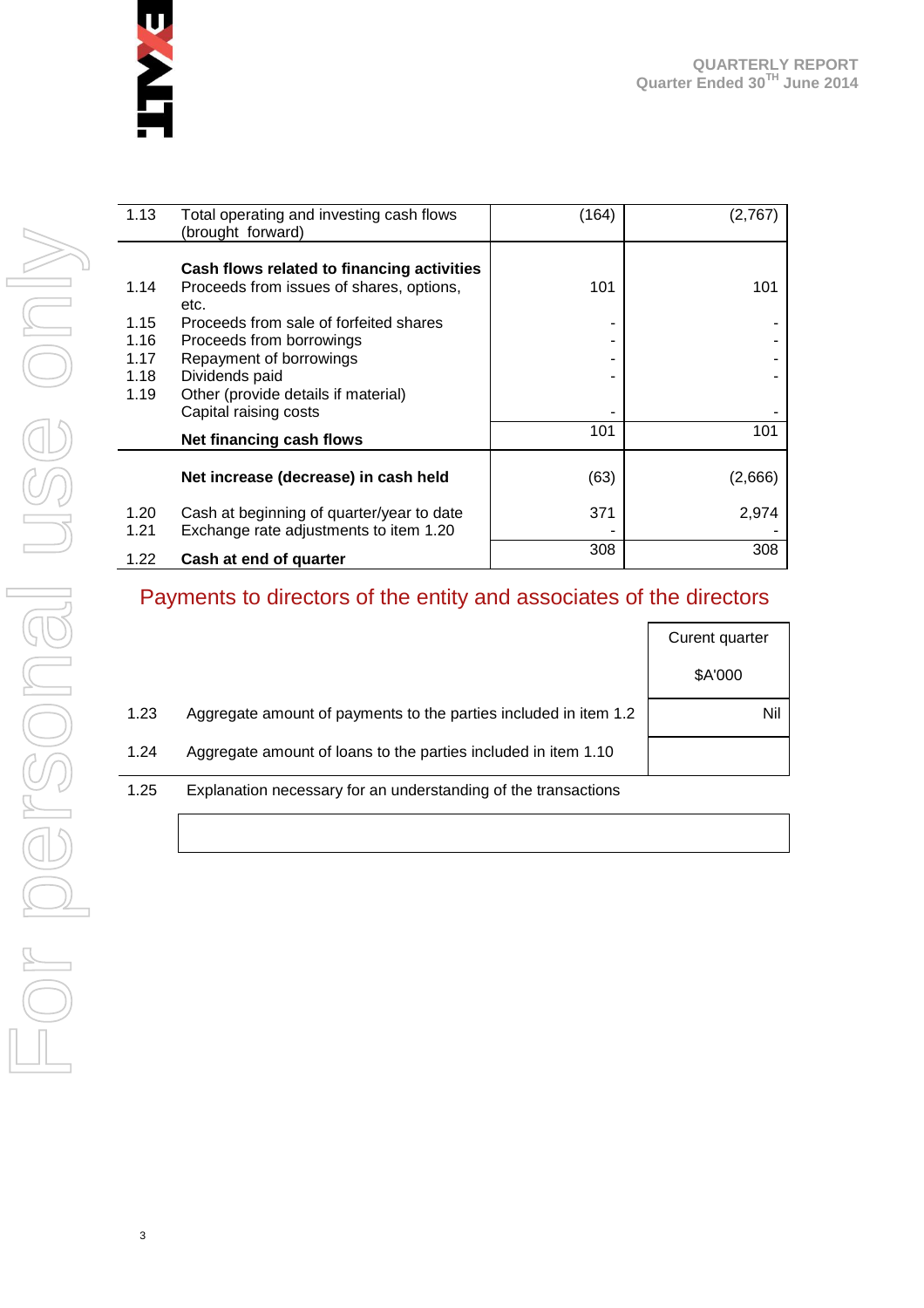| | | | |
|---|---|---|---|
| 1.13 | Total operating and investing cash flows (brought forward) | (164) | (2,767) |
| | **Cash flows related to financing activities** | | |
| 1.14 | Proceeds from issues of shares, options, etc. | 101 | 101 |
| 1.15 | Proceeds from sale of forfeited shares | - | - |
| 1.16 | Proceeds from borrowings | - | - |
| 1.17 | Repayment of borrowings | - | - |
| 1.18 | Dividends paid | - | - |
| 1.19 | Other (provide details if material) Capital raising costs | - | - |
| | **Net financing cash flows** | 101 | 101 |
| | **Net increase (decrease) in cash held** | (63) | (2,666) |
| 1.20 | Cash at beginning of quarter/year to date | 371 | 2,974 |
| 1.21 | Exchange rate adjustments to item 1.20 | - | - |
| 1.22 | **Cash at end of quarter** | 308 | 308 |

## Payments to directors of the entity and associates of the directors

| | | Curent quarter $A'000 |
|---|---|---|
| 1.23 | Aggregate amount of payments to the parties included in item 1.2 | Nil |
| 1.24 | Aggregate amount of loans to the parties included in item 1.10 | |

1.25 Explanation necessary for an understanding of the transactions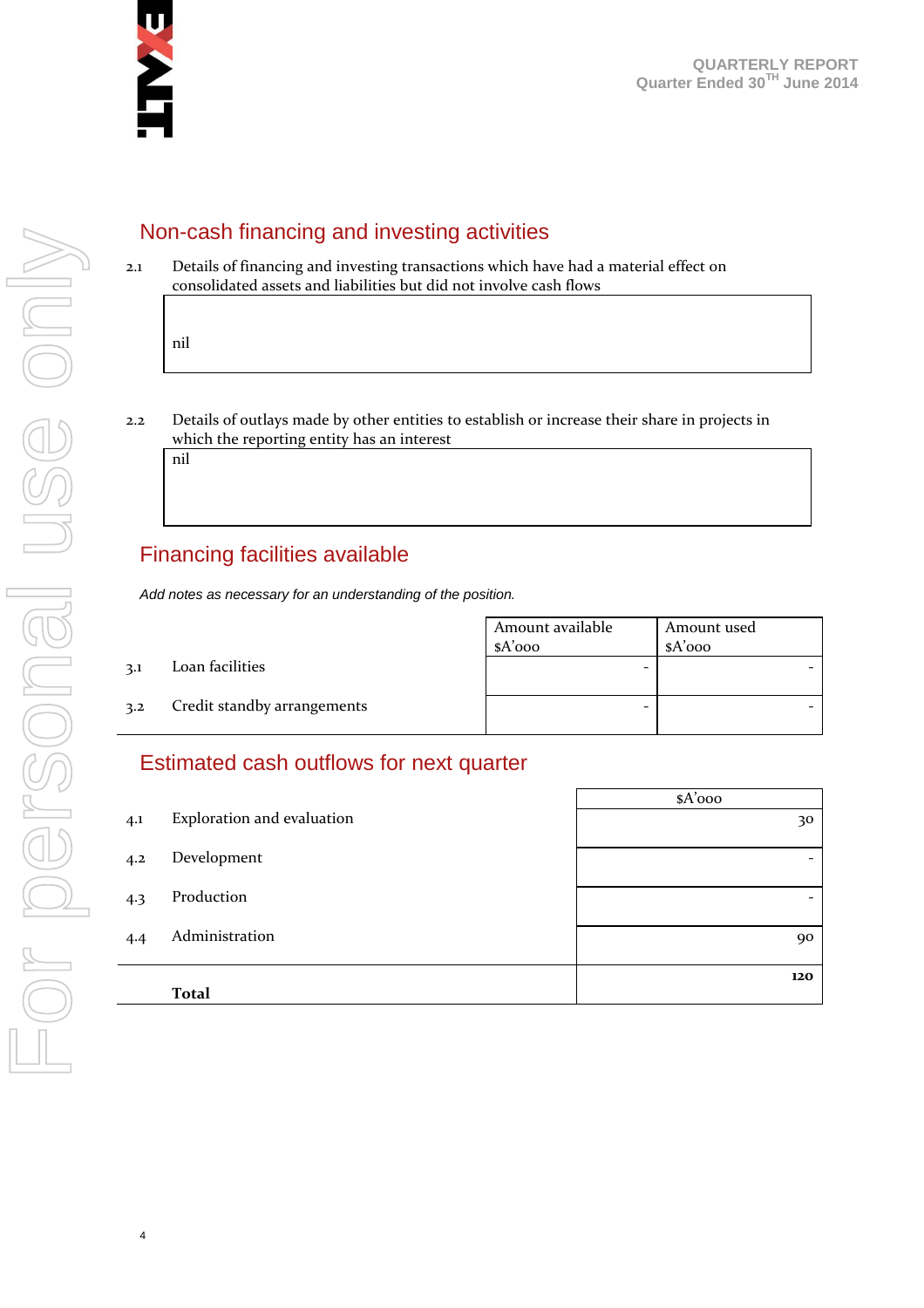## Non-cash financing and investing activities

2.1 Details of financing and investing transactions which have had a material effect on consolidated assets and liabilities but did not involve cash flows

nil

2.2 Details of outlays made by other entities to establish or increase their share in projects in which the reporting entity has an interest

nil

## Financing facilities available

*Add notes as necessary for an understanding of the position.*

| | | Amount available $A'000 | Amount used $A'000 |
|---|---|---|---|
| 3.1 | Loan facilities | - | - |
| 3.2 | Credit standby arrangements | - | - |

## Estimated cash outflows for next quarter

| | | $A'000 |
|---|---|---|
| 4.1 | Exploration and evaluation | 30 |
| 4.2 | Development | - |
| 4.3 | Production | - |
| 4.4 | Administration | 90 |
| | **Total** | **120** |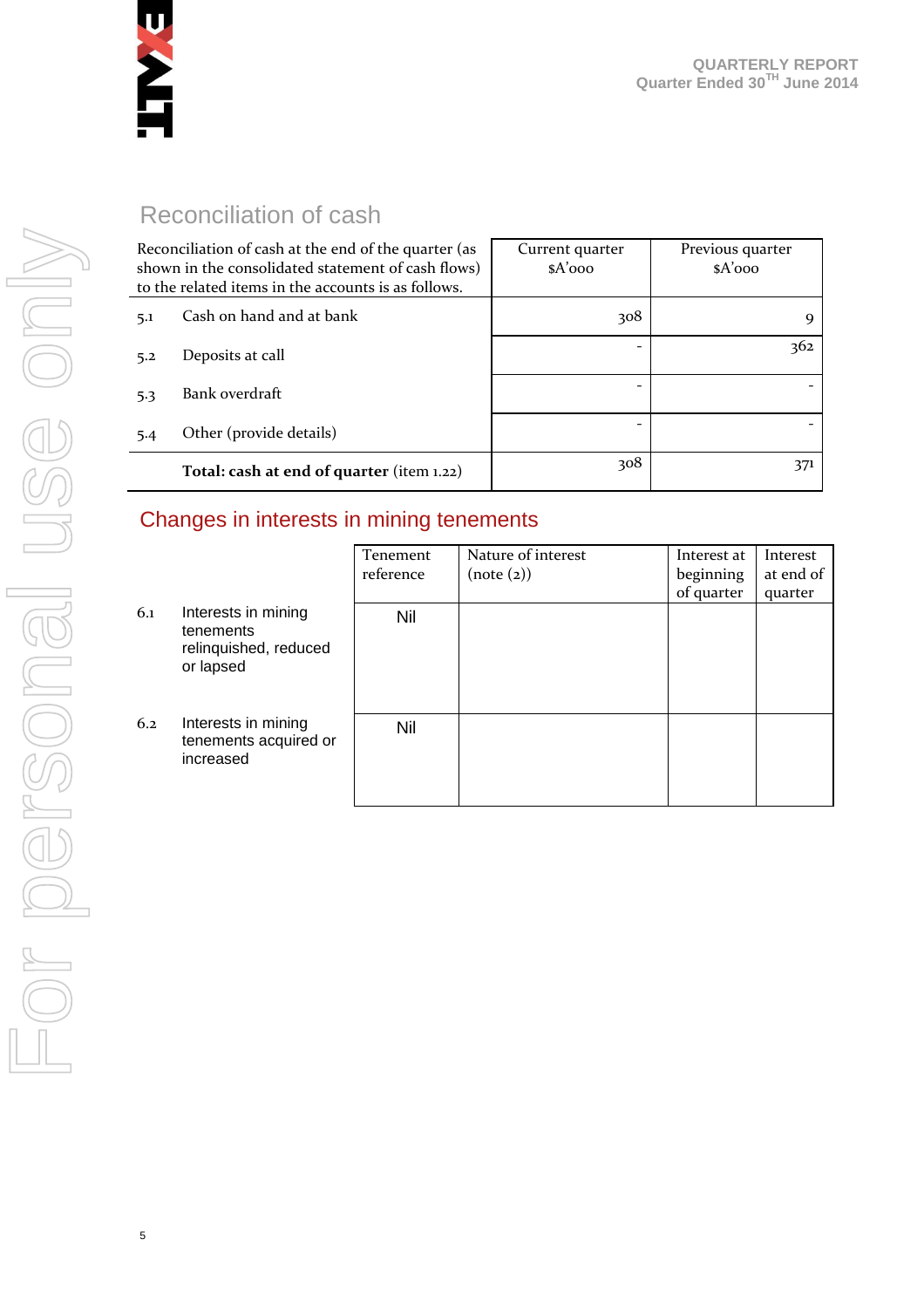## Reconciliation of cash

| Reconciliation of cash at the end of the quarter (as shown in the consolidated statement of cash flows) to the related items in the accounts is as follows. | | Current quarter $A'000 | Previous quarter $A'000 |
|---|---|---|---|
| 5.1 | Cash on hand and at bank | 308 | 9 |
| 5.2 | Deposits at call | - | 362 |
| 5.3 | Bank overdraft | - | - |
| 5.4 | Other (provide details) | - | - |
| | **Total: cash at end of quarter** (item 1.22) | 308 | 371 |

## Changes in interests in mining tenements

| | | Tenement reference | Nature of interest (note (2)) | Interest at beginning of quarter | Interest at end of quarter |
|---|---|---|---|---|---|
| 6.1 | Interests in mining tenements relinquished, reduced or lapsed | Nil | | | |
| 6.2 | Interests in mining tenements acquired or increased | Nil | | | |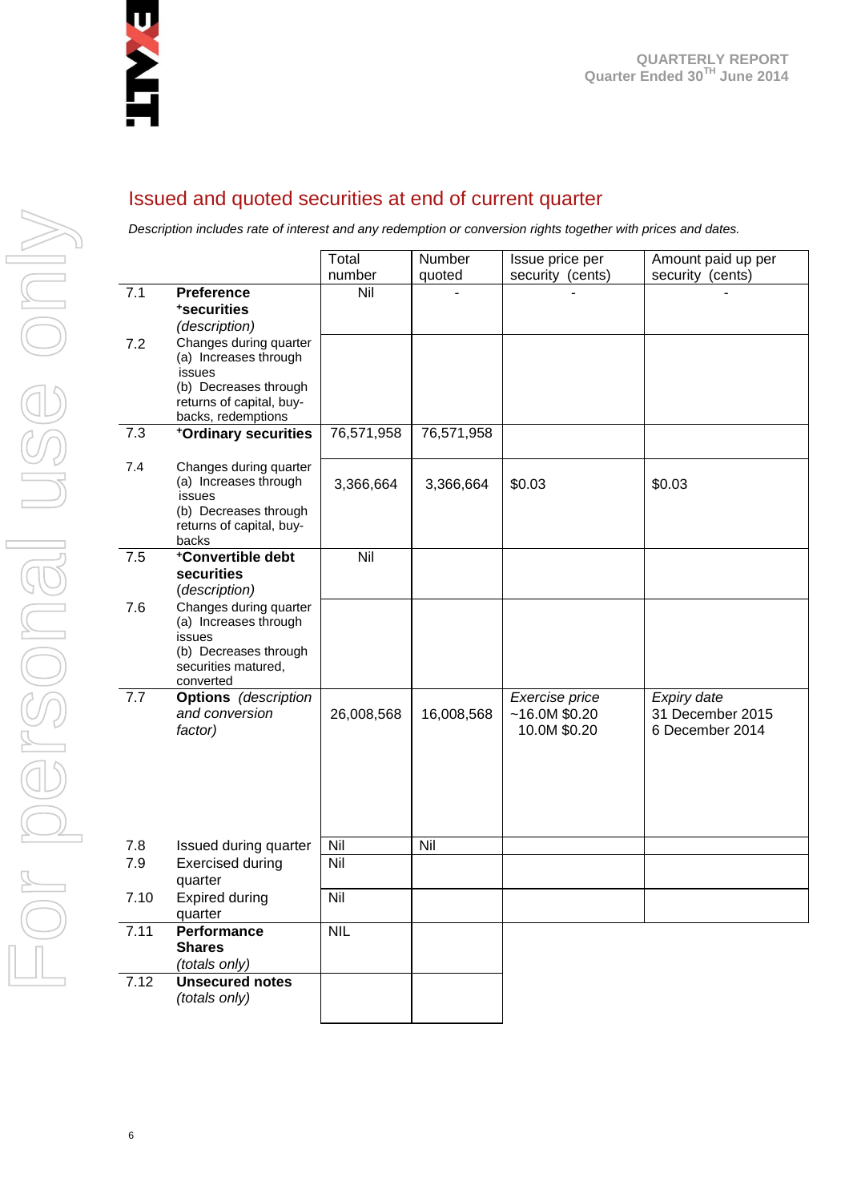## Issued and quoted securities at end of current quarter

*Description includes rate of interest and any redemption or conversion rights together with prices and dates.*

| | | Total number | Number quoted | Issue price per security (cents) | Amount paid up per security (cents) |
|---|---|---|---|---|---|
| 7.1 | **Preference +securities** *(description)* | Nil | - | - | - |
| 7.2 | Changes during quarter (a) Increases through issues (b) Decreases through returns of capital, buy-backs, redemptions | | | | |
| 7.3 | **+Ordinary securities** | 76,571,958 | 76,571,958 | | |
| 7.4 | Changes during quarter (a) Increases through issues (b) Decreases through returns of capital, buy-backs | 3,366,664 | 3,366,664 | $0.03 | $0.03 |
| 7.5 | **+Convertible debt securities** *(description)* | Nil | | | |
| 7.6 | Changes during quarter (a) Increases through issues (b) Decreases through securities matured, converted | | | | |
| 7.7 | **Options** *(description and conversion factor)* | 26,008,568 | 16,008,568 | *Exercise price* ~16.0M $0.20 10.0M $0.20 | *Expiry date* 31 December 2015 6 December 2014 |
| 7.8 | Issued during quarter | Nil | Nil | | |
| 7.9 | Exercised during quarter | Nil | | | |
| 7.10 | Expired during quarter | Nil | | | |
| 7.11 | **Performance Shares** *(totals only)* | NIL | | | |
| 7.12 | **Unsecured notes** *(totals only)* | | | | |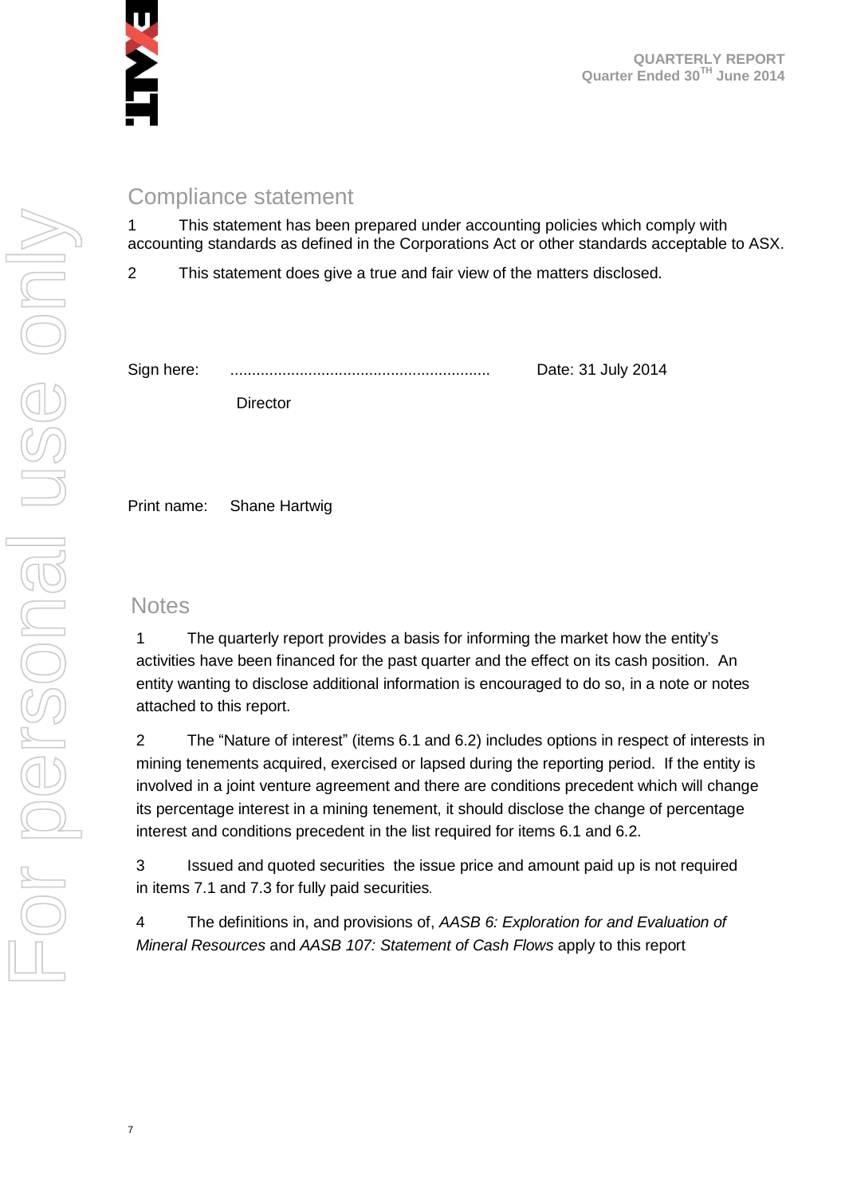## Compliance statement

1 This statement has been prepared under accounting policies which comply with accounting standards as defined in the Corporations Act or other standards acceptable to ASX.

2 This statement does give a true and fair view of the matters disclosed.

Sign here: ............................................................ Date: 31 July 2014

Director

Print name: Shane Hartwig

## Notes

1 The quarterly report provides a basis for informing the market how the entity's activities have been financed for the past quarter and the effect on its cash position. An entity wanting to disclose additional information is encouraged to do so, in a note or notes attached to this report.

2 The "Nature of interest" (items 6.1 and 6.2) includes options in respect of interests in mining tenements acquired, exercised or lapsed during the reporting period. If the entity is involved in a joint venture agreement and there are conditions precedent which will change its percentage interest in a mining tenement, it should disclose the change of percentage interest and conditions precedent in the list required for items 6.1 and 6.2.

3 Issued and quoted securities the issue price and amount paid up is not required in items 7.1 and 7.3 for fully paid securities.

4 The definitions in, and provisions of, *AASB 6: Exploration for and Evaluation of Mineral Resources* and *AASB 107: Statement of Cash Flows* apply to this report